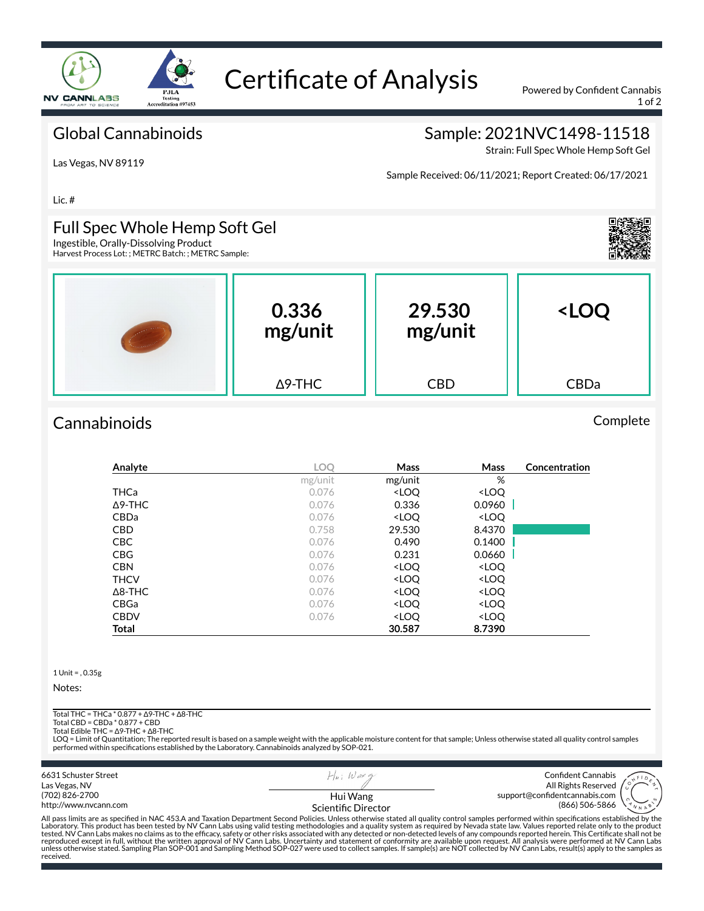# Certificate of Analysis

Powered by Confident Cannabis

## Global Cannabinoids

Las Vegas, NV 89119

Lic. #

## Sample: 2021NVC1498-11518

Strain: Full Spec Whole Hemp Soft Gel

Sample Received: 06/11/2021; Report Created: 06/17/2021

## Full Spec Whole Hemp Soft Gel

Ingestible, Orally-Dissolving Product
Harvest Process Lot: ; METRC Batch: ; METRC Sample:

| 0.336 mg/unit | 29.530 mg/unit | <LOQ |
|---|---|---|
| Δ9-THC | CBD | CBDa |

## Cannabinoids

Complete

| Analyte | LOQ | Mass | Mass | Concentration |
|---|---|---|---|---|
| | mg/unit | mg/unit | % | |
| THCa | 0.076 | <LOQ | <LOQ | |
| Δ9-THC | 0.076 | 0.336 | 0.0960 | |
| CBDa | 0.076 | <LOQ | <LOQ | |
| CBD | 0.758 | 29.530 | 8.4370 | |
| CBC | 0.076 | 0.490 | 0.1400 | |
| CBG | 0.076 | 0.231 | 0.0660 | |
| CBN | 0.076 | <LOQ | <LOQ | |
| THCV | 0.076 | <LOQ | <LOQ | |
| Δ8-THC | 0.076 | <LOQ | <LOQ | |
| CBGa | 0.076 | <LOQ | <LOQ | |
| CBDV | 0.076 | <LOQ | <LOQ | |
| **Total** | | **30.587** | **8.7390** | |

1 Unit = , 0.35g

Notes:

Total THC = THCa * 0.877 + Δ9-THC + Δ8-THC
Total CBD = CBDa * 0.877 + CBD
Total Edible THC = Δ9-THC + Δ8-THC
LOQ = Limit of Quantitation; The reported result is based on a sample weight with the applicable moisture content for that sample; Unless otherwise stated all quality control samples performed within specifications established by the Laboratory. Cannabinoids analyzed by SOP-021.

6631 Schuster Street
Las Vegas, NV
(702) 826-2700
http://www.nvcann.com

Hui Wang
Scientific Director

Confident Cannabis
All Rights Reserved
support@confidentcannabis.com
(866) 506-5866

All pass limits are as specified in NAC 453.A and Taxation Department Second Policies. Unless otherwise stated all quality control samples performed within specifications established by the Laboratory. This product has been tested by NV Cann Labs using valid testing methodologies and a quality system as required by Nevada state law. Values reported relate only to the product tested. NV Cann Labs makes no claims as to the efficacy, safety or other risks associated with any detected or non-detected levels of any compounds reported herein. This Certificate shall not be reproduced except in full, without the written approval of NV Cann Labs. Uncertainty and statement of conformity are available upon request. All analysis were performed at NV Cann Labs unless otherwise stated. Sampling Plan SOP-001 and Sampling Method SOP-027 were used to collect samples. If sample(s) are NOT collected by NV Cann Labs, result(s) apply to the samples as received.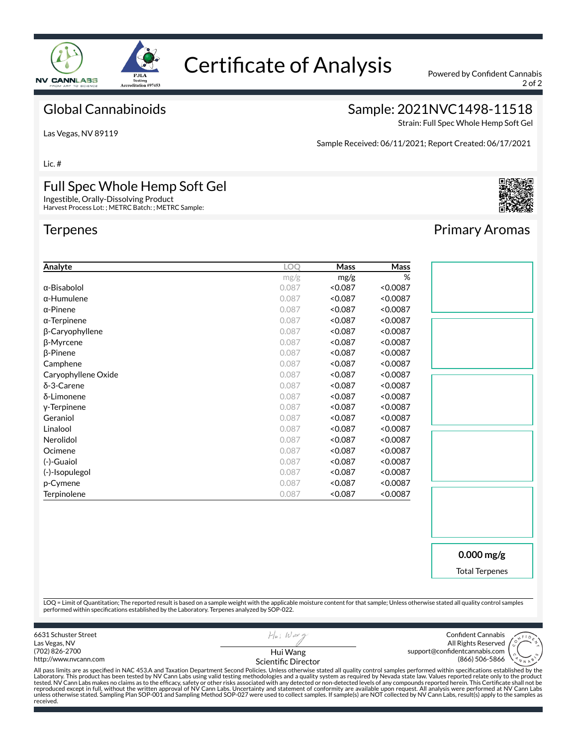# Certificate of Analysis

Powered by Confident Cannabis

## Global Cannabinoids

Las Vegas, NV 89119

Lic. #

## Sample: 2021NVC1498-11518

Strain: Full Spec Whole Hemp Soft Gel

Sample Received: 06/11/2021; Report Created: 06/17/2021

## Full Spec Whole Hemp Soft Gel

Ingestible, Orally-Dissolving Product
Harvest Process Lot: ; METRC Batch: ; METRC Sample:

## Terpenes

| Analyte | LOQ | Mass | Mass |
|---|---|---|---|
| | mg/g | mg/g | % |
| α-Bisabolol | 0.087 | <0.087 | <0.0087 |
| α-Humulene | 0.087 | <0.087 | <0.0087 |
| α-Pinene | 0.087 | <0.087 | <0.0087 |
| α-Terpinene | 0.087 | <0.087 | <0.0087 |
| β-Caryophyllene | 0.087 | <0.087 | <0.0087 |
| β-Myrcene | 0.087 | <0.087 | <0.0087 |
| β-Pinene | 0.087 | <0.087 | <0.0087 |
| Camphene | 0.087 | <0.087 | <0.0087 |
| Caryophyllene Oxide | 0.087 | <0.087 | <0.0087 |
| δ-3-Carene | 0.087 | <0.087 | <0.0087 |
| δ-Limonene | 0.087 | <0.087 | <0.0087 |
| γ-Terpinene | 0.087 | <0.087 | <0.0087 |
| Geraniol | 0.087 | <0.087 | <0.0087 |
| Linalool | 0.087 | <0.087 | <0.0087 |
| Nerolidol | 0.087 | <0.087 | <0.0087 |
| Ocimene | 0.087 | <0.087 | <0.0087 |
| (-)-Guaiol | 0.087 | <0.087 | <0.0087 |
| (-)-Isopulegol | 0.087 | <0.087 | <0.0087 |
| p-Cymene | 0.087 | <0.087 | <0.0087 |
| Terpinolene | 0.087 | <0.087 | <0.0087 |

## Primary Aromas

**0.000 mg/g**

Total Terpenes

LOQ = Limit of Quantitation; The reported result is based on a sample weight with the applicable moisture content for that sample; Unless otherwise stated all quality control samples performed within specifications established by the Laboratory. Terpenes analyzed by SOP-022.

6631 Schuster Street
Las Vegas, NV
(702) 826-2700
http://www.nvcann.com

Hui Wang
Scientific Director

Confident Cannabis
All Rights Reserved
support@confidentcannabis.com
(866) 506-5866

All pass limits are as specified in NAC 453.A and Taxation Department Second Policies. Unless otherwise stated all quality control samples performed within specifications established by the Laboratory. This product has been tested by NV Cann Labs using valid testing methodologies and a quality system as required by Nevada state law. Values reported relate only to the product tested. NV Cann Labs makes no claims as to the efficacy, safety or other risks associated with any detected or non-detected levels of any compounds reported herein. This Certificate shall not be reproduced except in full, without the written approval of NV Cann Labs. Uncertainty and statement of conformity are available upon request. All analysis were performed at NV Cann Labs unless otherwise stated. Sampling Plan SOP-001 and Sampling Method SOP-027 were used to collect samples. If sample(s) are NOT collected by NV Cann Labs, result(s) apply to the samples as received.